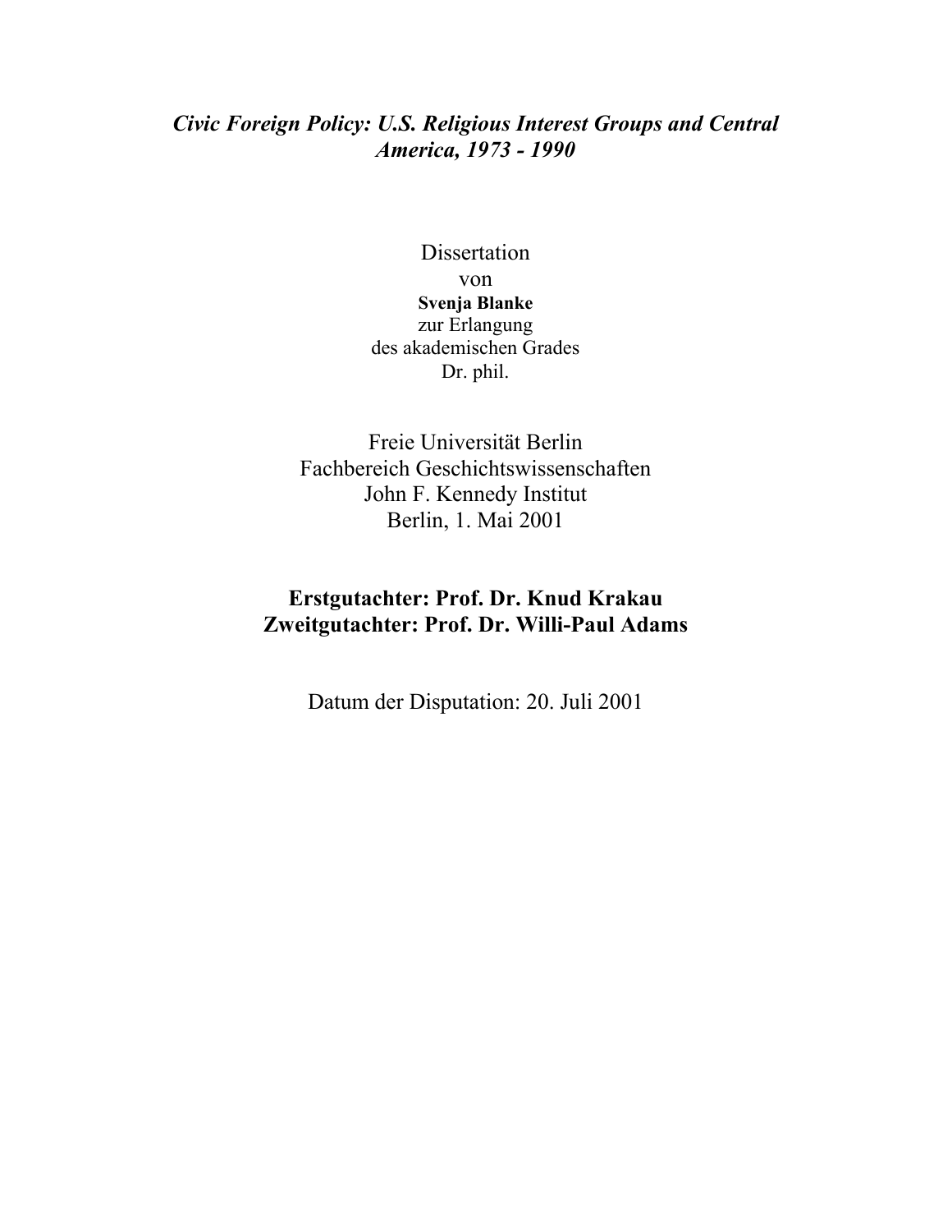# *Civic Foreign Policy: U.S. Religious Interest Groups and Central America, 1973 - 1990*

Dissertation
von
**Svenja Blanke**
zur Erlangung
des akademischen Grades
Dr. phil.

Freie Universität Berlin
Fachbereich Geschichtswissenschaften
John F. Kennedy Institut
Berlin, 1. Mai 2001

**Erstgutachter: Prof. Dr. Knud Krakau**
**Zweitgutachter: Prof. Dr. Willi-Paul Adams**

Datum der Disputation: 20. Juli 2001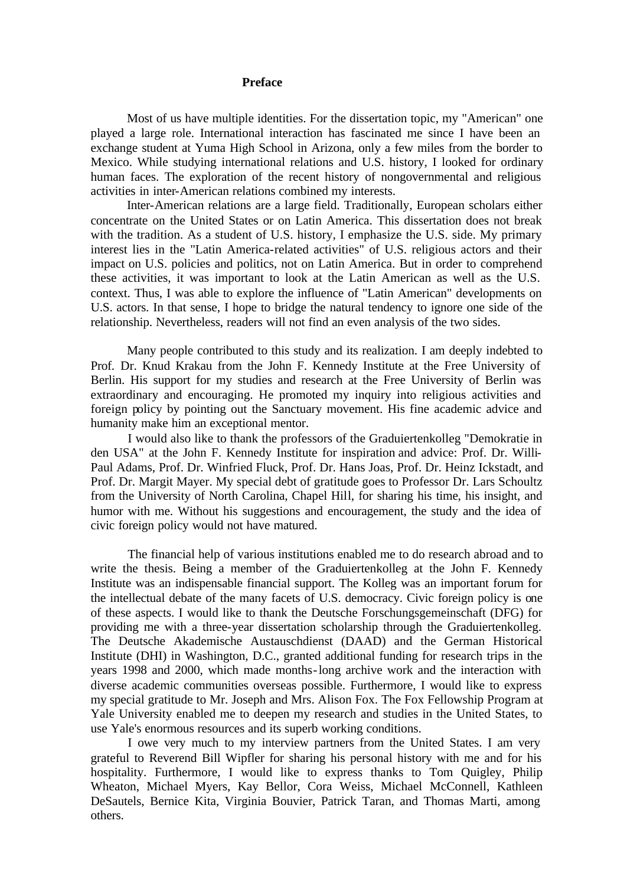## Preface

Most of us have multiple identities. For the dissertation topic, my "American" one played a large role. International interaction has fascinated me since I have been an exchange student at Yuma High School in Arizona, only a few miles from the border to Mexico. While studying international relations and U.S. history, I looked for ordinary human faces. The exploration of the recent history of nongovernmental and religious activities in inter-American relations combined my interests.

Inter-American relations are a large field. Traditionally, European scholars either concentrate on the United States or on Latin America. This dissertation does not break with the tradition. As a student of U.S. history, I emphasize the U.S. side. My primary interest lies in the "Latin America-related activities" of U.S. religious actors and their impact on U.S. policies and politics, not on Latin America. But in order to comprehend these activities, it was important to look at the Latin American as well as the U.S. context. Thus, I was able to explore the influence of "Latin American" developments on U.S. actors. In that sense, I hope to bridge the natural tendency to ignore one side of the relationship. Nevertheless, readers will not find an even analysis of the two sides.

Many people contributed to this study and its realization. I am deeply indebted to Prof. Dr. Knud Krakau from the John F. Kennedy Institute at the Free University of Berlin. His support for my studies and research at the Free University of Berlin was extraordinary and encouraging. He promoted my inquiry into religious activities and foreign policy by pointing out the Sanctuary movement. His fine academic advice and humanity make him an exceptional mentor.

I would also like to thank the professors of the Graduiertenkolleg "Demokratie in den USA" at the John F. Kennedy Institute for inspiration and advice: Prof. Dr. Willi-Paul Adams, Prof. Dr. Winfried Fluck, Prof. Dr. Hans Joas, Prof. Dr. Heinz Ickstadt, and Prof. Dr. Margit Mayer. My special debt of gratitude goes to Professor Dr. Lars Schoultz from the University of North Carolina, Chapel Hill, for sharing his time, his insight, and humor with me. Without his suggestions and encouragement, the study and the idea of civic foreign policy would not have matured.

The financial help of various institutions enabled me to do research abroad and to write the thesis. Being a member of the Graduiertenkolleg at the John F. Kennedy Institute was an indispensable financial support. The Kolleg was an important forum for the intellectual debate of the many facets of U.S. democracy. Civic foreign policy is one of these aspects. I would like to thank the Deutsche Forschungsgemeinschaft (DFG) for providing me with a three-year dissertation scholarship through the Graduiertenkolleg. The Deutsche Akademische Austauschdienst (DAAD) and the German Historical Institute (DHI) in Washington, D.C., granted additional funding for research trips in the years 1998 and 2000, which made months-long archive work and the interaction with diverse academic communities overseas possible. Furthermore, I would like to express my special gratitude to Mr. Joseph and Mrs. Alison Fox. The Fox Fellowship Program at Yale University enabled me to deepen my research and studies in the United States, to use Yale's enormous resources and its superb working conditions.

I owe very much to my interview partners from the United States. I am very grateful to Reverend Bill Wipfler for sharing his personal history with me and for his hospitality. Furthermore, I would like to express thanks to Tom Quigley, Philip Wheaton, Michael Myers, Kay Bellor, Cora Weiss, Michael McConnell, Kathleen DeSautels, Bernice Kita, Virginia Bouvier, Patrick Taran, and Thomas Marti, among others.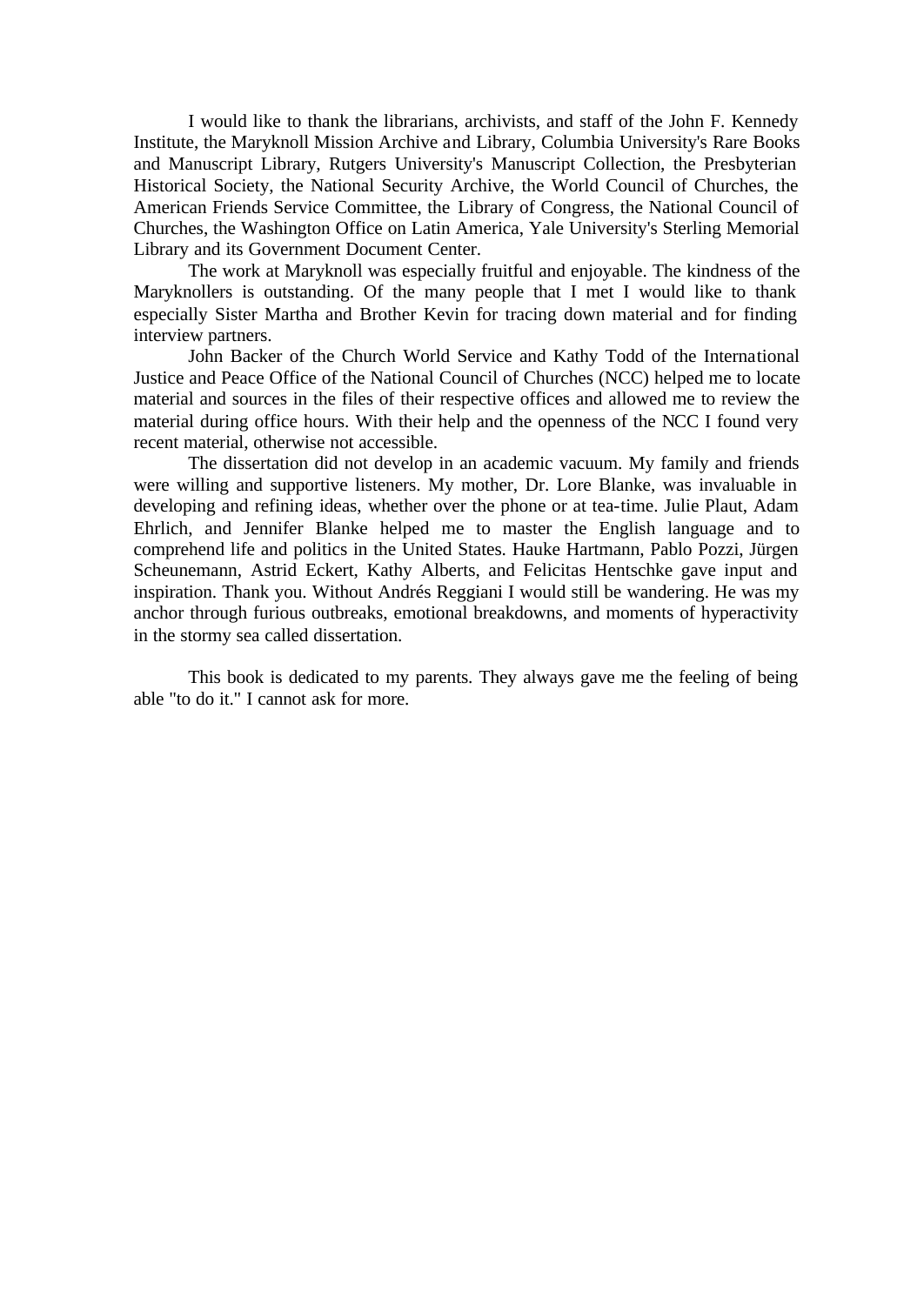I would like to thank the librarians, archivists, and staff of the John F. Kennedy Institute, the Maryknoll Mission Archive and Library, Columbia University's Rare Books and Manuscript Library, Rutgers University's Manuscript Collection, the Presbyterian Historical Society, the National Security Archive, the World Council of Churches, the American Friends Service Committee, the Library of Congress, the National Council of Churches, the Washington Office on Latin America, Yale University's Sterling Memorial Library and its Government Document Center.

The work at Maryknoll was especially fruitful and enjoyable. The kindness of the Maryknollers is outstanding. Of the many people that I met I would like to thank especially Sister Martha and Brother Kevin for tracing down material and for finding interview partners.

John Backer of the Church World Service and Kathy Todd of the International Justice and Peace Office of the National Council of Churches (NCC) helped me to locate material and sources in the files of their respective offices and allowed me to review the material during office hours. With their help and the openness of the NCC I found very recent material, otherwise not accessible.

The dissertation did not develop in an academic vacuum. My family and friends were willing and supportive listeners. My mother, Dr. Lore Blanke, was invaluable in developing and refining ideas, whether over the phone or at tea-time. Julie Plaut, Adam Ehrlich, and Jennifer Blanke helped me to master the English language and to comprehend life and politics in the United States. Hauke Hartmann, Pablo Pozzi, Jürgen Scheunemann, Astrid Eckert, Kathy Alberts, and Felicitas Hentschke gave input and inspiration. Thank you. Without Andrés Reggiani I would still be wandering. He was my anchor through furious outbreaks, emotional breakdowns, and moments of hyperactivity in the stormy sea called dissertation.

This book is dedicated to my parents. They always gave me the feeling of being able "to do it." I cannot ask for more.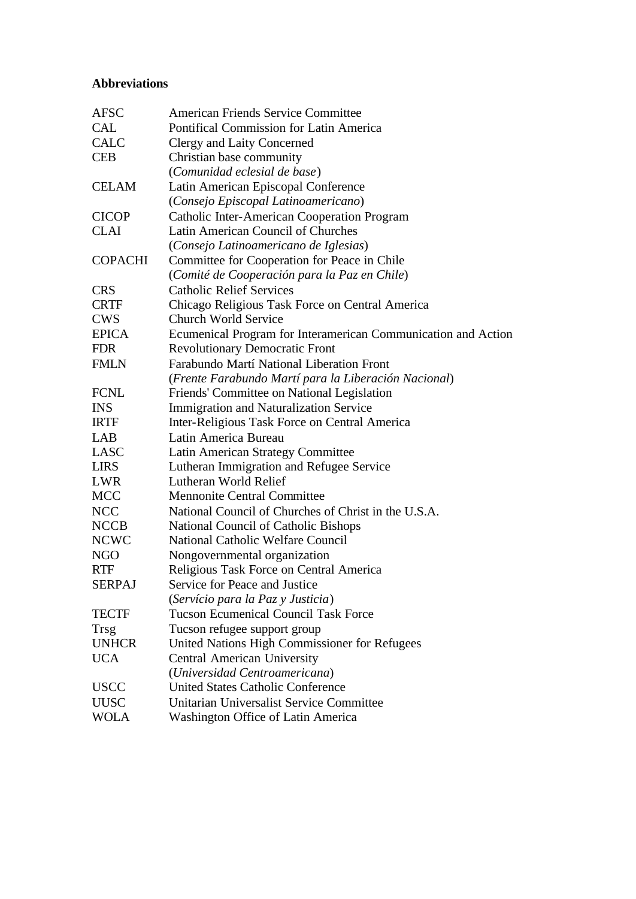**Abbreviations**

| | |
|---|---|
| AFSC | American Friends Service Committee |
| CAL | Pontifical Commission for Latin America |
| CALC | Clergy and Laity Concerned |
| CEB | Christian base community (*Comunidad eclesial de base*) |
| CELAM | Latin American Episcopal Conference (*Consejo Episcopal Latinoamericano*) |
| CICOP | Catholic Inter-American Cooperation Program |
| CLAI | Latin American Council of Churches (*Consejo Latinoamericano de Iglesias*) |
| COPACHI | Committee for Cooperation for Peace in Chile (*Comité de Cooperación para la Paz en Chile*) |
| CRS | Catholic Relief Services |
| CRTF | Chicago Religious Task Force on Central America |
| CWS | Church World Service |
| EPICA | Ecumenical Program for Interamerican Communication and Action |
| FDR | Revolutionary Democratic Front |
| FMLN | Farabundo Martí National Liberation Front (*Frente Farabundo Martí para la Liberación Nacional*) |
| FCNL | Friends' Committee on National Legislation |
| INS | Immigration and Naturalization Service |
| IRTF | Inter-Religious Task Force on Central America |
| LAB | Latin America Bureau |
| LASC | Latin American Strategy Committee |
| LIRS | Lutheran Immigration and Refugee Service |
| LWR | Lutheran World Relief |
| MCC | Mennonite Central Committee |
| NCC | National Council of Churches of Christ in the U.S.A. |
| NCCB | National Council of Catholic Bishops |
| NCWC | National Catholic Welfare Council |
| NGO | Nongovernmental organization |
| RTF | Religious Task Force on Central America |
| SERPAJ | Service for Peace and Justice (*Servício para la Paz y Justicia*) |
| TECTF | Tucson Ecumenical Council Task Force |
| Trsg | Tucson refugee support group |
| UNHCR | United Nations High Commissioner for Refugees |
| UCA | Central American University (*Universidad Centroamericana*) |
| USCC | United States Catholic Conference |
| UUSC | Unitarian Universalist Service Committee |
| WOLA | Washington Office of Latin America |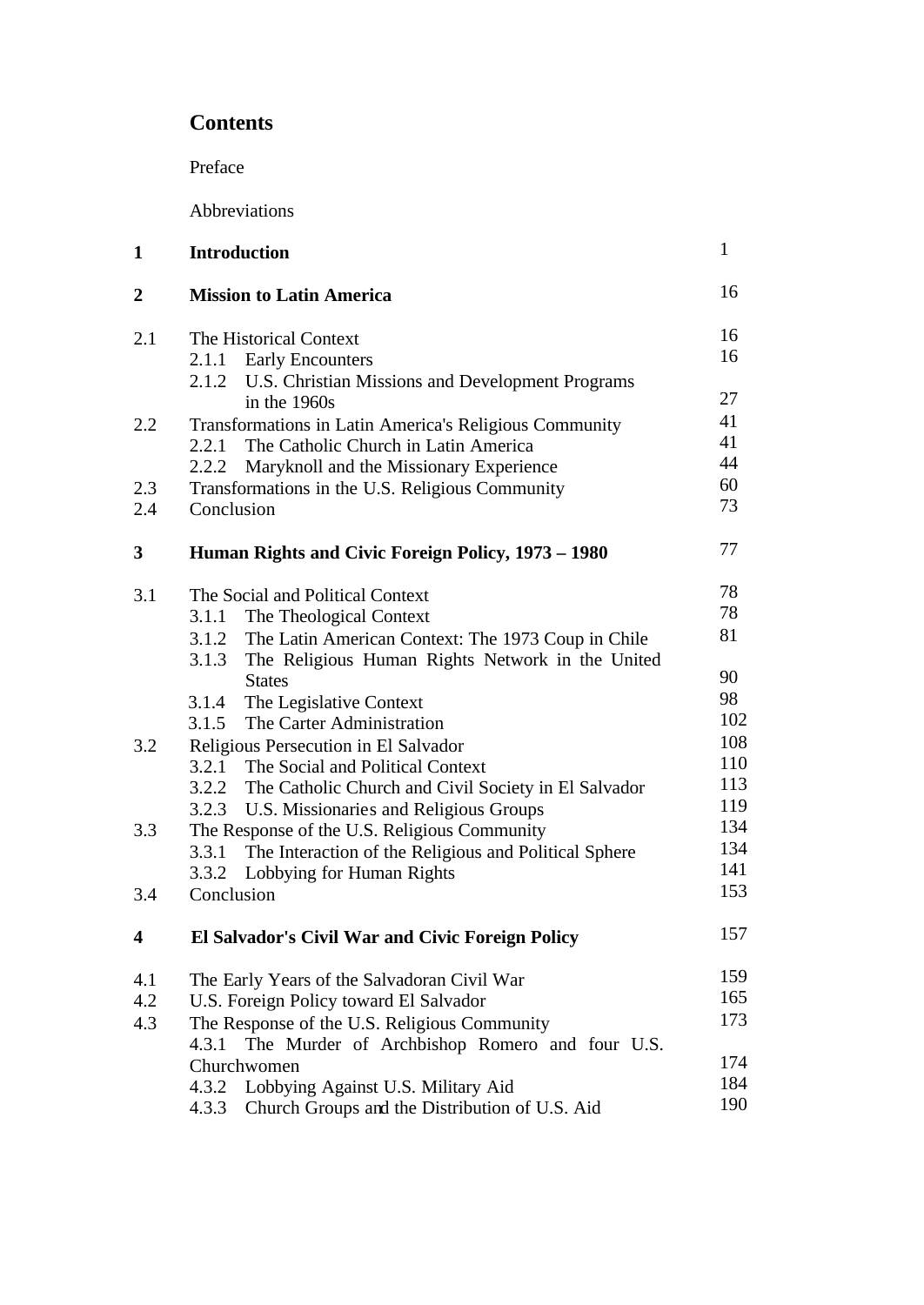# Contents

Preface

Abbreviations

| | | |
|---|---|---|
| **1** | **Introduction** | 1 |
| **2** | **Mission to Latin America** | 16 |
| 2.1 | The Historical Context | 16 |
| | 2.1.1 Early Encounters | 16 |
| | 2.1.2 U.S. Christian Missions and Development Programs in the 1960s | 27 |
| 2.2 | Transformations in Latin America's Religious Community | 41 |
| | 2.2.1 The Catholic Church in Latin America | 41 |
| | 2.2.2 Maryknoll and the Missionary Experience | 44 |
| 2.3 | Transformations in the U.S. Religious Community | 60 |
| 2.4 | Conclusion | 73 |
| **3** | **Human Rights and Civic Foreign Policy, 1973 – 1980** | 77 |
| 3.1 | The Social and Political Context | 78 |
| | 3.1.1 The Theological Context | 78 |
| | 3.1.2 The Latin American Context: The 1973 Coup in Chile | 81 |
| | 3.1.3 The Religious Human Rights Network in the United States | 90 |
| | 3.1.4 The Legislative Context | 98 |
| | 3.1.5 The Carter Administration | 102 |
| 3.2 | Religious Persecution in El Salvador | 108 |
| | 3.2.1 The Social and Political Context | 110 |
| | 3.2.2 The Catholic Church and Civil Society in El Salvador | 113 |
| | 3.2.3 U.S. Missionaries and Religious Groups | 119 |
| 3.3 | The Response of the U.S. Religious Community | 134 |
| | 3.3.1 The Interaction of the Religious and Political Sphere | 134 |
| | 3.3.2 Lobbying for Human Rights | 141 |
| 3.4 | Conclusion | 153 |
| **4** | **El Salvador's Civil War and Civic Foreign Policy** | 157 |
| 4.1 | The Early Years of the Salvadoran Civil War | 159 |
| 4.2 | U.S. Foreign Policy toward El Salvador | 165 |
| 4.3 | The Response of the U.S. Religious Community | 173 |
| | 4.3.1 The Murder of Archbishop Romero and four U.S. Churchwomen | 174 |
| | 4.3.2 Lobbying Against U.S. Military Aid | 184 |
| | 4.3.3 Church Groups and the Distribution of U.S. Aid | 190 |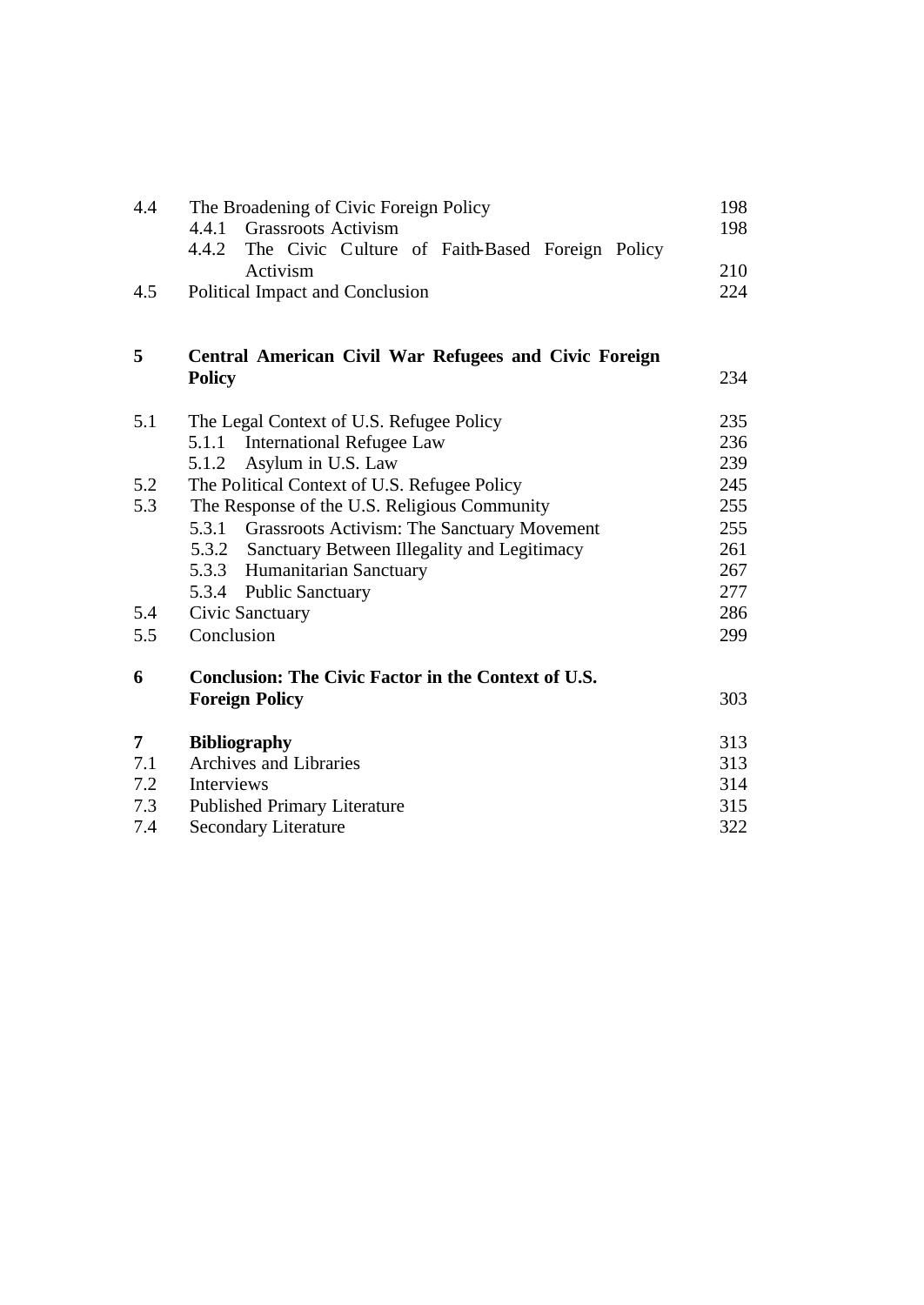| | | |
|---|---|---|
| 4.4 | The Broadening of Civic Foreign Policy | 198 |
| | 4.4.1 Grassroots Activism | 198 |
| | 4.4.2 The Civic Culture of Faith-Based Foreign Policy Activism | 210 |
| 4.5 | Political Impact and Conclusion | 224 |
| | | |
| **5** | **Central American Civil War Refugees and Civic Foreign Policy** | 234 |
| | | |
| 5.1 | The Legal Context of U.S. Refugee Policy | 235 |
| | 5.1.1 International Refugee Law | 236 |
| | 5.1.2 Asylum in U.S. Law | 239 |
| 5.2 | The Political Context of U.S. Refugee Policy | 245 |
| 5.3 | The Response of the U.S. Religious Community | 255 |
| | 5.3.1 Grassroots Activism: The Sanctuary Movement | 255 |
| | 5.3.2 Sanctuary Between Illegality and Legitimacy | 261 |
| | 5.3.3 Humanitarian Sanctuary | 267 |
| | 5.3.4 Public Sanctuary | 277 |
| 5.4 | Civic Sanctuary | 286 |
| 5.5 | Conclusion | 299 |
| | | |
| **6** | **Conclusion: The Civic Factor in the Context of U.S. Foreign Policy** | 303 |
| | | |
| **7** | **Bibliography** | 313 |
| 7.1 | Archives and Libraries | 313 |
| 7.2 | Interviews | 314 |
| 7.3 | Published Primary Literature | 315 |
| 7.4 | Secondary Literature | 322 |